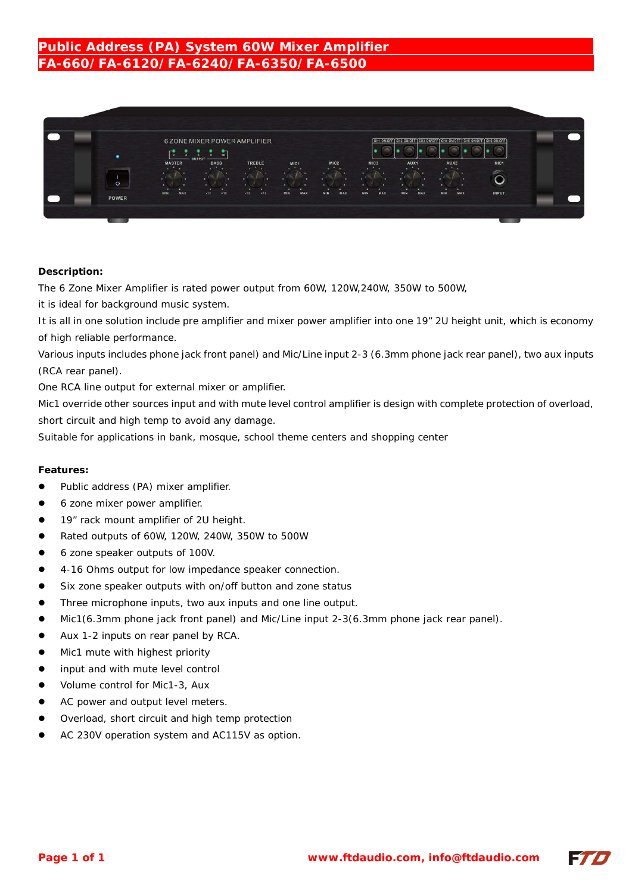# Public Address (PA) System 60W Mixer Amplifier
# FA-660/ FA-6120/ FA-6240/ FA-6350/ FA-6500

**Description:**

The 6 Zone Mixer Amplifier is rated power output from 60W, 120W,240W, 350W to 500W,

it is ideal for background music system.

It is all in one solution include pre amplifier and mixer power amplifier into one 19" 2U height unit, which is economy of high reliable performance.

Various inputs includes phone jack front panel) and Mic/Line input 2-3 (6.3mm phone jack rear panel), two aux inputs (RCA rear panel).

One RCA line output for external mixer or amplifier.

Mic1 override other sources input and with mute level control amplifier is design with complete protection of overload, short circuit and high temp to avoid any damage.

Suitable for applications in bank, mosque, school theme centers and shopping center

**Features:**

- Public address (PA) mixer amplifier.
- 6 zone mixer power amplifier.
- 19" rack mount amplifier of 2U height.
- Rated outputs of 60W, 120W, 240W, 350W to 500W
- 6 zone speaker outputs of 100V.
- 4-16 Ohms output for low impedance speaker connection.
- Six zone speaker outputs with on/off button and zone status
- Three microphone inputs, two aux inputs and one line output.
- Mic1(6.3mm phone jack front panel) and Mic/Line input 2-3(6.3mm phone jack rear panel).
- Aux 1-2 inputs on rear panel by RCA.
- Mic1 mute with highest priority
- input and with mute level control
- Volume control for Mic1-3, Aux
- AC power and output level meters.
- Overload, short circuit and high temp protection
- AC 230V operation system and AC115V as option.

www.ftdaudio.com, info@ftdaudio.com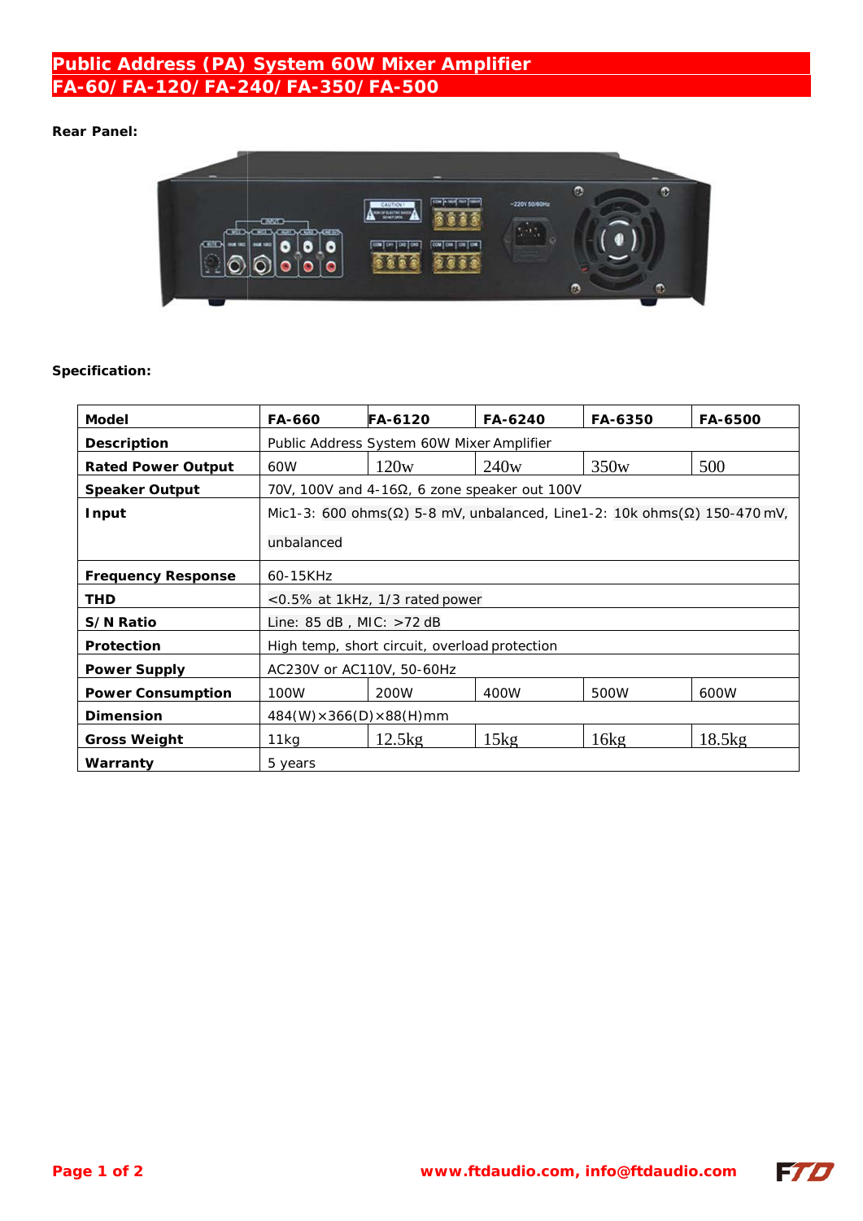# Public Address (PA) System 60W Mixer Amplifier
# FA-60/FA-120/FA-240/FA-350/FA-500

**Rear Panel:**

**Specification:**

| Model | FA-660 | FA-6120 | FA-6240 | FA-6350 | FA-6500 |
|---|---|---|---|---|---|
| **Description** | Public Address System 60W Mixer Amplifier | | | | |
| **Rated Power Output** | 60W | 120w | 240w | 350w | 500 |
| **Speaker Output** | 70V, 100V and 4-16Ω, 6 zone speaker out 100V | | | | |
| **Input** | Mic1-3: 600 ohms(Ω) 5-8 mV, unbalanced, Line1-2: 10k ohms(Ω) 150-470 mV, unbalanced | | | | |
| **Frequency Response** | 60-15KHz | | | | |
| **THD** | <0.5% at 1kHz, 1/3 rated power | | | | |
| **S/N Ratio** | Line: 85 dB , MIC: >72 dB | | | | |
| **Protection** | High temp, short circuit, overload protection | | | | |
| **Power Supply** | AC230V or AC110V, 50-60Hz | | | | |
| **Power Consumption** | 100W | 200W | 400W | 500W | 600W |
| **Dimension** | 484(W)×366(D)×88(H)mm | | | | |
| **Gross Weight** | 11kg | 12.5kg | 15kg | 16kg | 18.5kg |
| **Warranty** | 5 years | | | | |

www.ftdaudio.com, info@ftdaudio.com